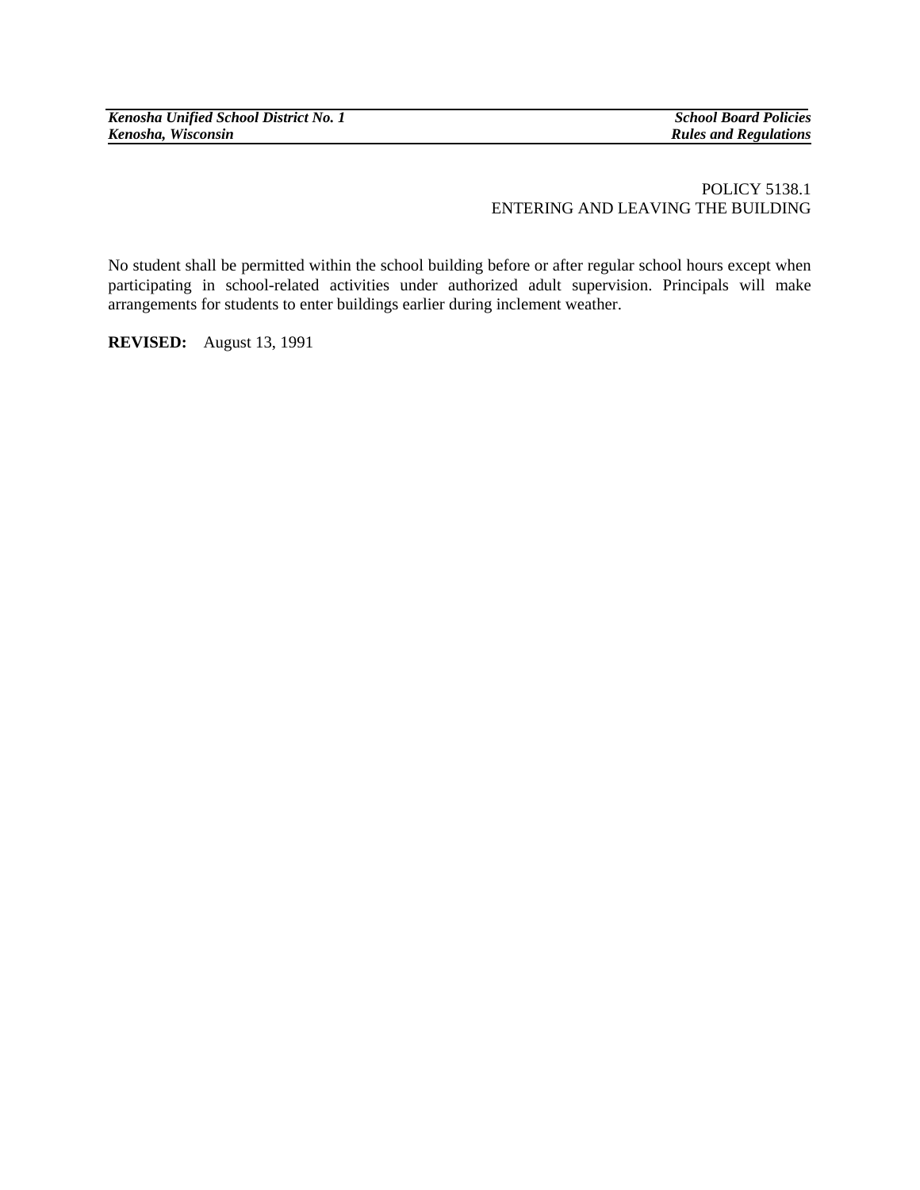POLICY 5138.1
ENTERING AND LEAVING THE BUILDING

No student shall be permitted within the school building before or after regular school hours except when participating in school-related activities under authorized adult supervision. Principals will make arrangements for students to enter buildings earlier during inclement weather.

**REVISED:** August 13, 1991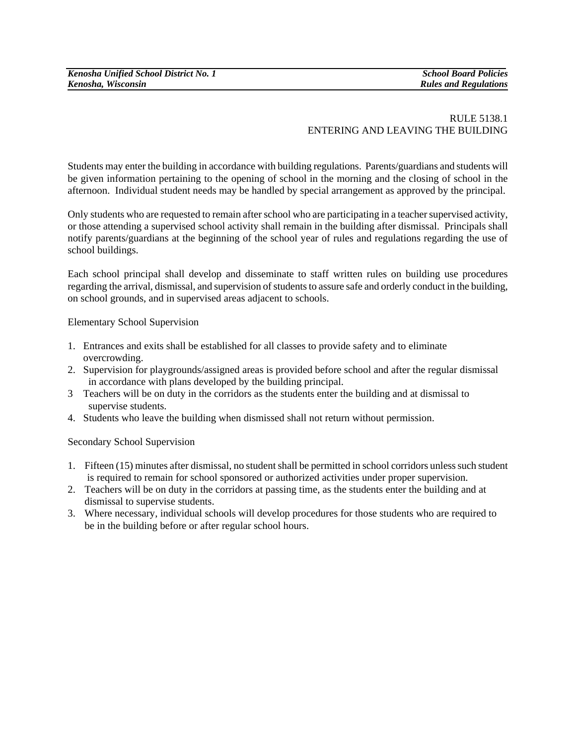RULE 5138.1
ENTERING AND LEAVING THE BUILDING

Students may enter the building in accordance with building regulations. Parents/guardians and students will be given information pertaining to the opening of school in the morning and the closing of school in the afternoon. Individual student needs may be handled by special arrangement as approved by the principal.

Only students who are requested to remain after school who are participating in a teacher supervised activity, or those attending a supervised school activity shall remain in the building after dismissal. Principals shall notify parents/guardians at the beginning of the school year of rules and regulations regarding the use of school buildings.

Each school principal shall develop and disseminate to staff written rules on building use procedures regarding the arrival, dismissal, and supervision of students to assure safe and orderly conduct in the building, on school grounds, and in supervised areas adjacent to schools.

Elementary School Supervision

1. Entrances and exits shall be established for all classes to provide safety and to eliminate overcrowding.
2. Supervision for playgrounds/assigned areas is provided before school and after the regular dismissal in accordance with plans developed by the building principal.
3. Teachers will be on duty in the corridors as the students enter the building and at dismissal to supervise students.
4. Students who leave the building when dismissed shall not return without permission.

Secondary School Supervision

1. Fifteen (15) minutes after dismissal, no student shall be permitted in school corridors unless such student is required to remain for school sponsored or authorized activities under proper supervision.
2. Teachers will be on duty in the corridors at passing time, as the students enter the building and at dismissal to supervise students.
3. Where necessary, individual schools will develop procedures for those students who are required to be in the building before or after regular school hours.